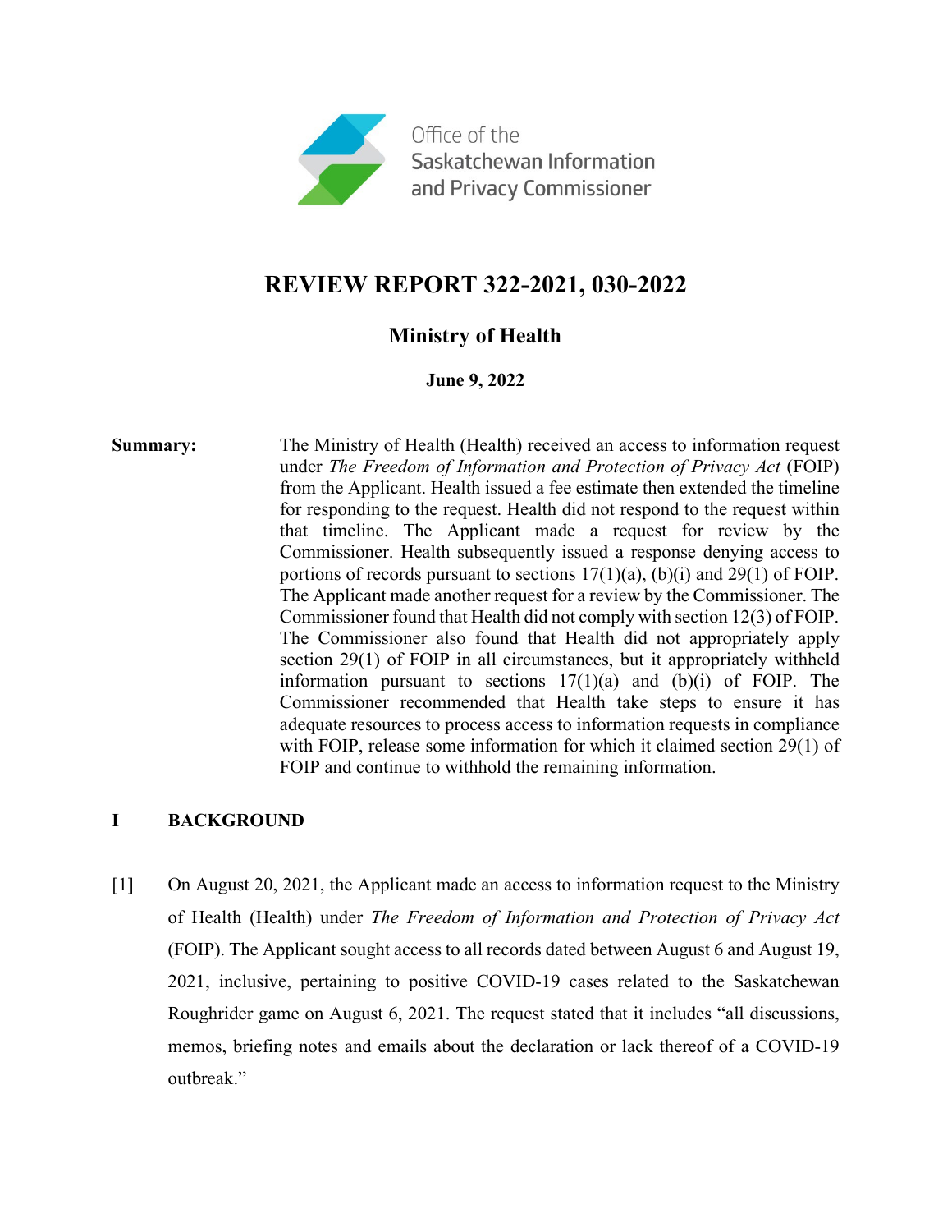Office of the Saskatchewan Information and Privacy Commissioner

# REVIEW REPORT 322-2021, 030-2022

## Ministry of Health

**June 9, 2022**

**Summary:** The Ministry of Health (Health) received an access to information request under *The Freedom of Information and Protection of Privacy Act* (FOIP) from the Applicant. Health issued a fee estimate then extended the timeline for responding to the request. Health did not respond to the request within that timeline. The Applicant made a request for review by the Commissioner. Health subsequently issued a response denying access to portions of records pursuant to sections 17(1)(a), (b)(i) and 29(1) of FOIP. The Applicant made another request for a review by the Commissioner. The Commissioner found that Health did not comply with section 12(3) of FOIP. The Commissioner also found that Health did not appropriately apply section 29(1) of FOIP in all circumstances, but it appropriately withheld information pursuant to sections 17(1)(a) and (b)(i) of FOIP. The Commissioner recommended that Health take steps to ensure it has adequate resources to process access to information requests in compliance with FOIP, release some information for which it claimed section 29(1) of FOIP and continue to withhold the remaining information.

## I BACKGROUND

[1] On August 20, 2021, the Applicant made an access to information request to the Ministry of Health (Health) under *The Freedom of Information and Protection of Privacy Act* (FOIP). The Applicant sought access to all records dated between August 6 and August 19, 2021, inclusive, pertaining to positive COVID-19 cases related to the Saskatchewan Roughrider game on August 6, 2021. The request stated that it includes "all discussions, memos, briefing notes and emails about the declaration or lack thereof of a COVID-19 outbreak."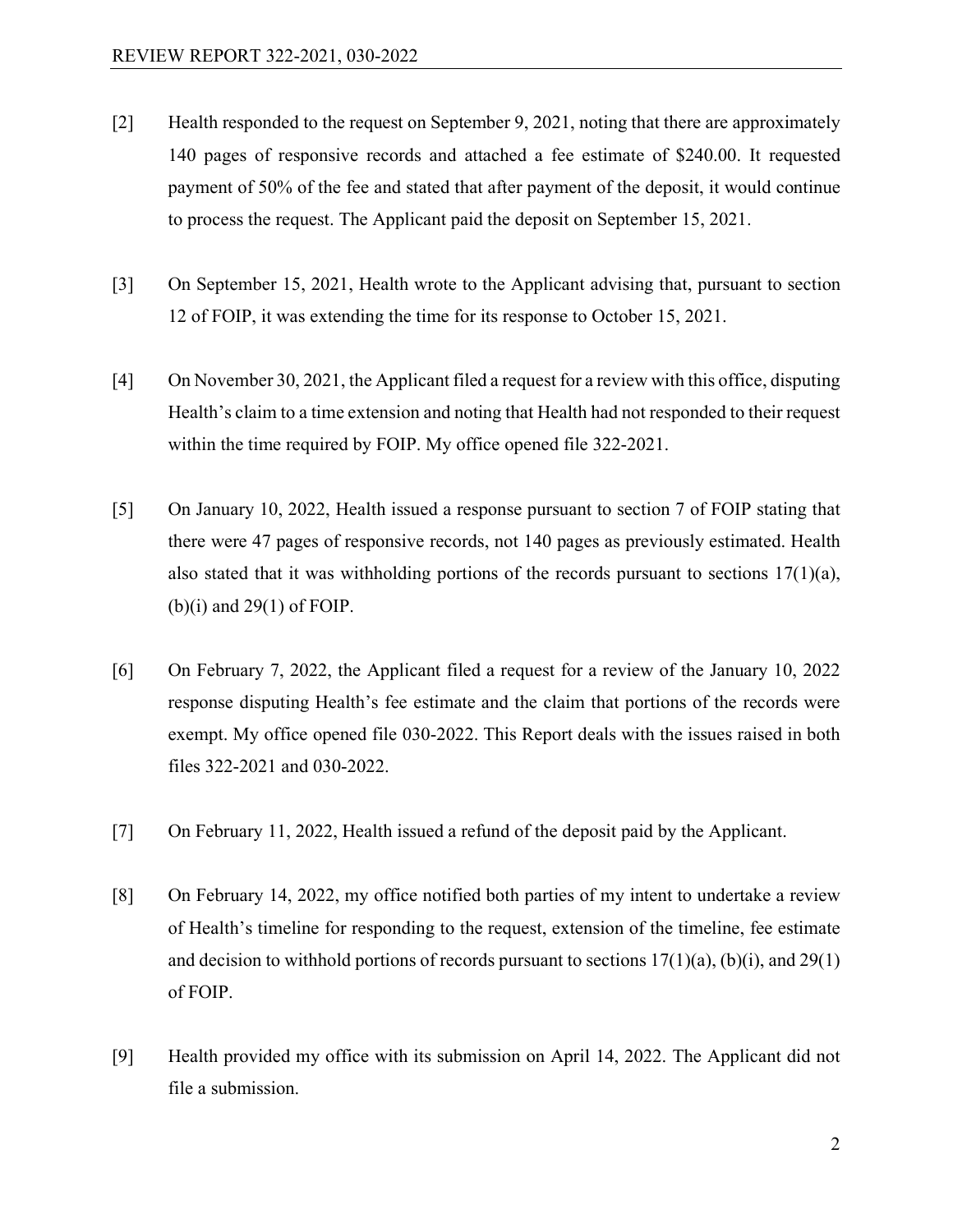[2] Health responded to the request on September 9, 2021, noting that there are approximately 140 pages of responsive records and attached a fee estimate of $240.00. It requested payment of 50% of the fee and stated that after payment of the deposit, it would continue to process the request. The Applicant paid the deposit on September 15, 2021.

[3] On September 15, 2021, Health wrote to the Applicant advising that, pursuant to section 12 of FOIP, it was extending the time for its response to October 15, 2021.

[4] On November 30, 2021, the Applicant filed a request for a review with this office, disputing Health's claim to a time extension and noting that Health had not responded to their request within the time required by FOIP. My office opened file 322-2021.

[5] On January 10, 2022, Health issued a response pursuant to section 7 of FOIP stating that there were 47 pages of responsive records, not 140 pages as previously estimated. Health also stated that it was withholding portions of the records pursuant to sections 17(1)(a), (b)(i) and 29(1) of FOIP.

[6] On February 7, 2022, the Applicant filed a request for a review of the January 10, 2022 response disputing Health's fee estimate and the claim that portions of the records were exempt. My office opened file 030-2022. This Report deals with the issues raised in both files 322-2021 and 030-2022.

[7] On February 11, 2022, Health issued a refund of the deposit paid by the Applicant.

[8] On February 14, 2022, my office notified both parties of my intent to undertake a review of Health's timeline for responding to the request, extension of the timeline, fee estimate and decision to withhold portions of records pursuant to sections 17(1)(a), (b)(i), and 29(1) of FOIP.

[9] Health provided my office with its submission on April 14, 2022. The Applicant did not file a submission.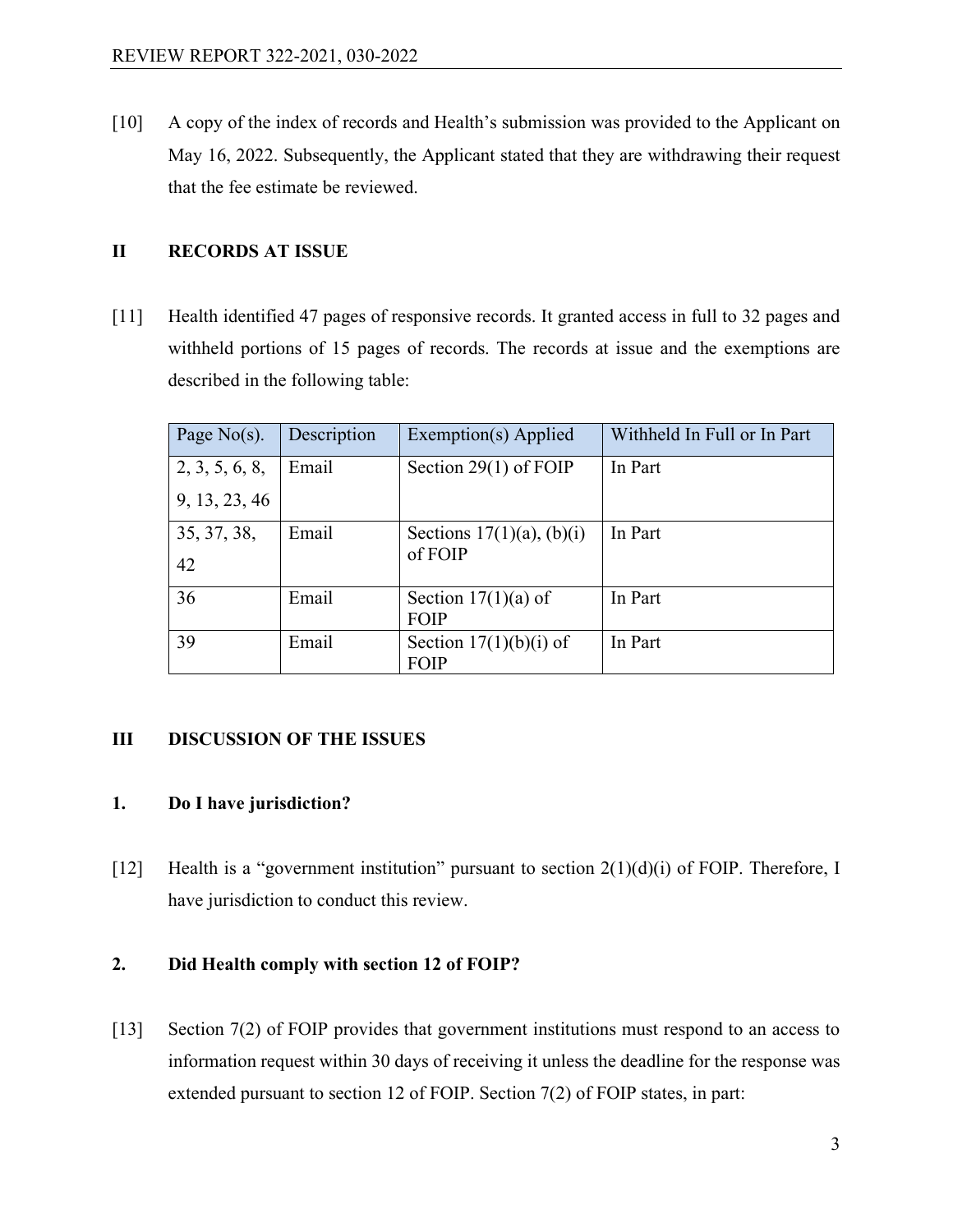[10] A copy of the index of records and Health's submission was provided to the Applicant on May 16, 2022. Subsequently, the Applicant stated that they are withdrawing their request that the fee estimate be reviewed.

## II RECORDS AT ISSUE

[11] Health identified 47 pages of responsive records. It granted access in full to 32 pages and withheld portions of 15 pages of records. The records at issue and the exemptions are described in the following table:

| Page No(s). | Description | Exemption(s) Applied | Withheld In Full or In Part |
| --- | --- | --- | --- |
| 2, 3, 5, 6, 8, 9, 13, 23, 46 | Email | Section 29(1) of FOIP | In Part |
| 35, 37, 38, 42 | Email | Sections 17(1)(a), (b)(i) of FOIP | In Part |
| 36 | Email | Section 17(1)(a) of FOIP | In Part |
| 39 | Email | Section 17(1)(b)(i) of FOIP | In Part |

## III DISCUSSION OF THE ISSUES

### 1. Do I have jurisdiction?

[12] Health is a "government institution" pursuant to section 2(1)(d)(i) of FOIP. Therefore, I have jurisdiction to conduct this review.

### 2. Did Health comply with section 12 of FOIP?

[13] Section 7(2) of FOIP provides that government institutions must respond to an access to information request within 30 days of receiving it unless the deadline for the response was extended pursuant to section 12 of FOIP. Section 7(2) of FOIP states, in part: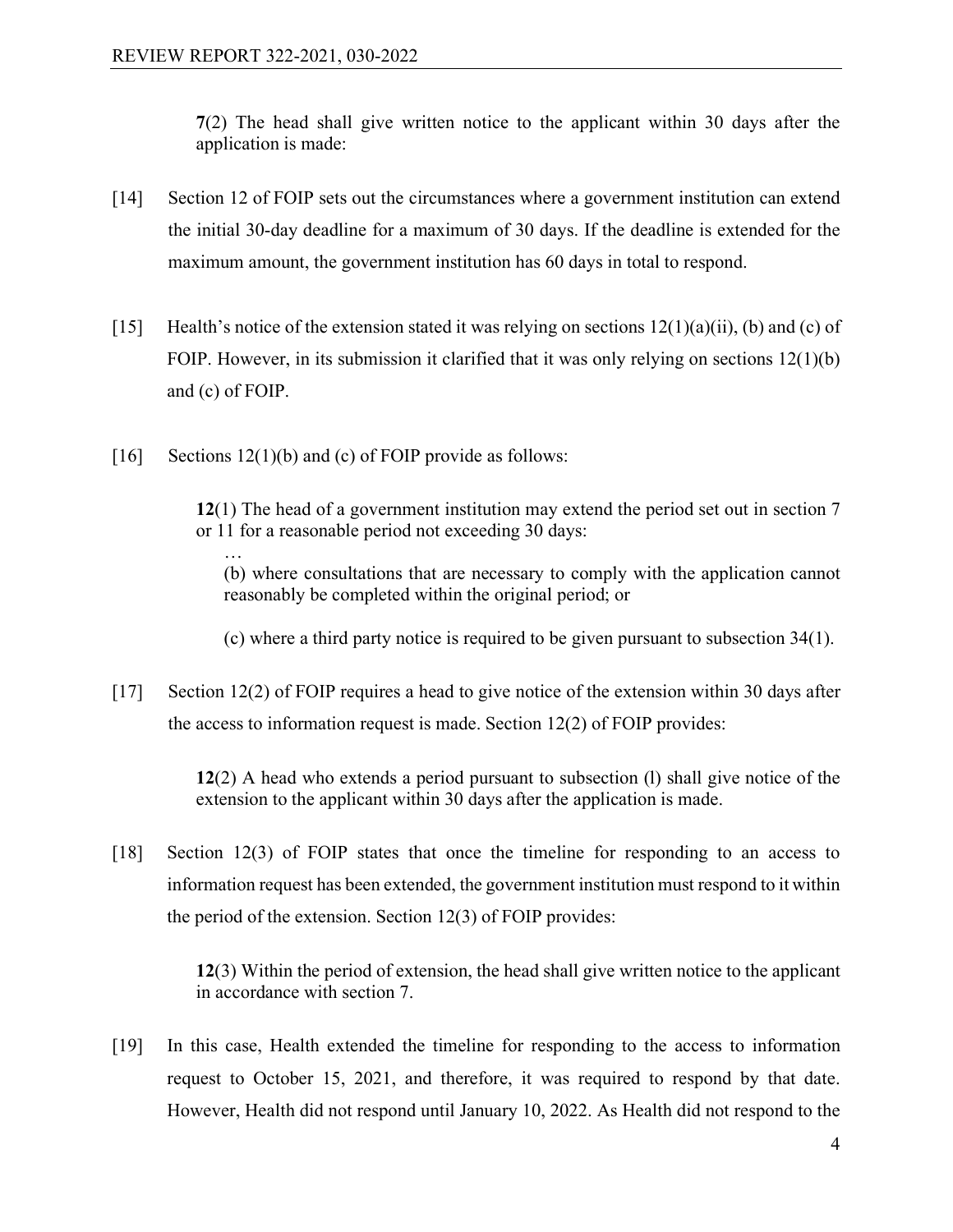> **7**(2) The head shall give written notice to the applicant within 30 days after the application is made:

[14] Section 12 of FOIP sets out the circumstances where a government institution can extend the initial 30-day deadline for a maximum of 30 days. If the deadline is extended for the maximum amount, the government institution has 60 days in total to respond.

[15] Health's notice of the extension stated it was relying on sections 12(1)(a)(ii), (b) and (c) of FOIP. However, in its submission it clarified that it was only relying on sections 12(1)(b) and (c) of FOIP.

[16] Sections 12(1)(b) and (c) of FOIP provide as follows:

> **12**(1) The head of a government institution may extend the period set out in section 7 or 11 for a reasonable period not exceeding 30 days:
>
> …
>
> (b) where consultations that are necessary to comply with the application cannot reasonably be completed within the original period; or
>
> (c) where a third party notice is required to be given pursuant to subsection 34(1).

[17] Section 12(2) of FOIP requires a head to give notice of the extension within 30 days after the access to information request is made. Section 12(2) of FOIP provides:

> **12**(2) A head who extends a period pursuant to subsection (l) shall give notice of the extension to the applicant within 30 days after the application is made.

[18] Section 12(3) of FOIP states that once the timeline for responding to an access to information request has been extended, the government institution must respond to it within the period of the extension. Section 12(3) of FOIP provides:

> **12**(3) Within the period of extension, the head shall give written notice to the applicant in accordance with section 7.

[19] In this case, Health extended the timeline for responding to the access to information request to October 15, 2021, and therefore, it was required to respond by that date. However, Health did not respond until January 10, 2022. As Health did not respond to the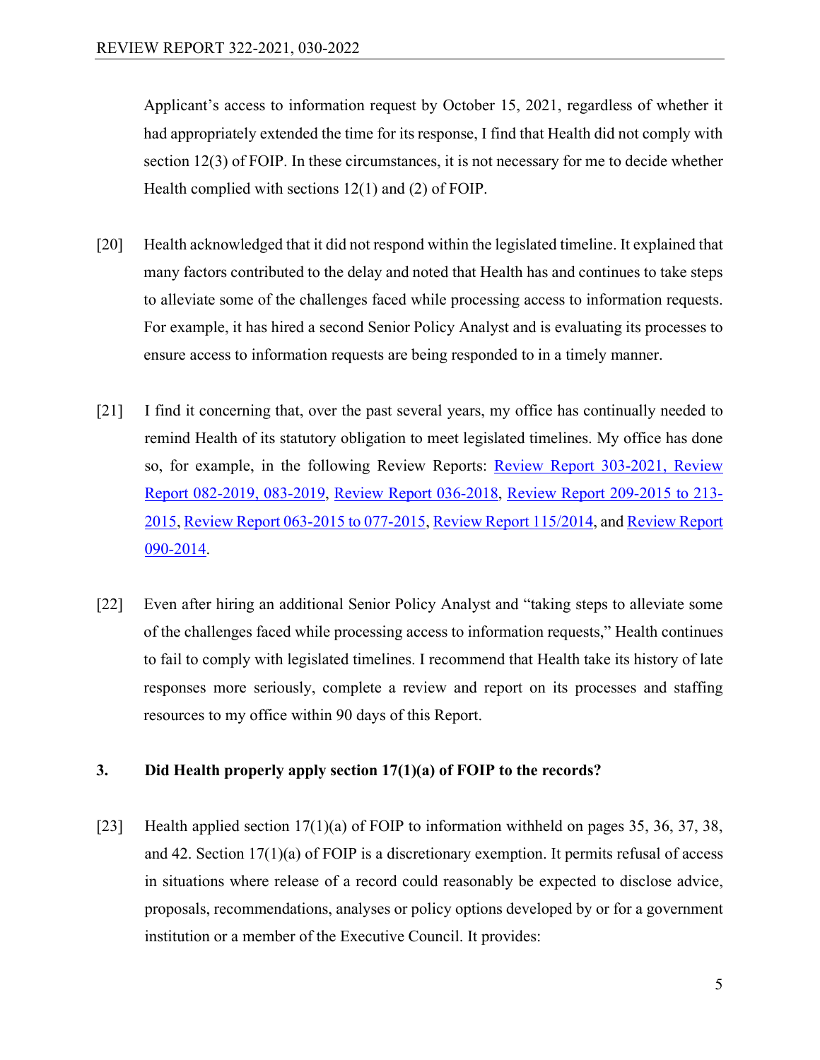Applicant's access to information request by October 15, 2021, regardless of whether it had appropriately extended the time for its response, I find that Health did not comply with section 12(3) of FOIP. In these circumstances, it is not necessary for me to decide whether Health complied with sections 12(1) and (2) of FOIP.

[20] Health acknowledged that it did not respond within the legislated timeline. It explained that many factors contributed to the delay and noted that Health has and continues to take steps to alleviate some of the challenges faced while processing access to information requests. For example, it has hired a second Senior Policy Analyst and is evaluating its processes to ensure access to information requests are being responded to in a timely manner.

[21] I find it concerning that, over the past several years, my office has continually needed to remind Health of its statutory obligation to meet legislated timelines. My office has done so, for example, in the following Review Reports: Review Report 303-2021, Review Report 082-2019, 083-2019, Review Report 036-2018, Review Report 209-2015 to 213-2015, Review Report 063-2015 to 077-2015, Review Report 115/2014, and Review Report 090-2014.

[22] Even after hiring an additional Senior Policy Analyst and "taking steps to alleviate some of the challenges faced while processing access to information requests," Health continues to fail to comply with legislated timelines. I recommend that Health take its history of late responses more seriously, complete a review and report on its processes and staffing resources to my office within 90 days of this Report.

**3. Did Health properly apply section 17(1)(a) of FOIP to the records?**

[23] Health applied section 17(1)(a) of FOIP to information withheld on pages 35, 36, 37, 38, and 42. Section 17(1)(a) of FOIP is a discretionary exemption. It permits refusal of access in situations where release of a record could reasonably be expected to disclose advice, proposals, recommendations, analyses or policy options developed by or for a government institution or a member of the Executive Council. It provides: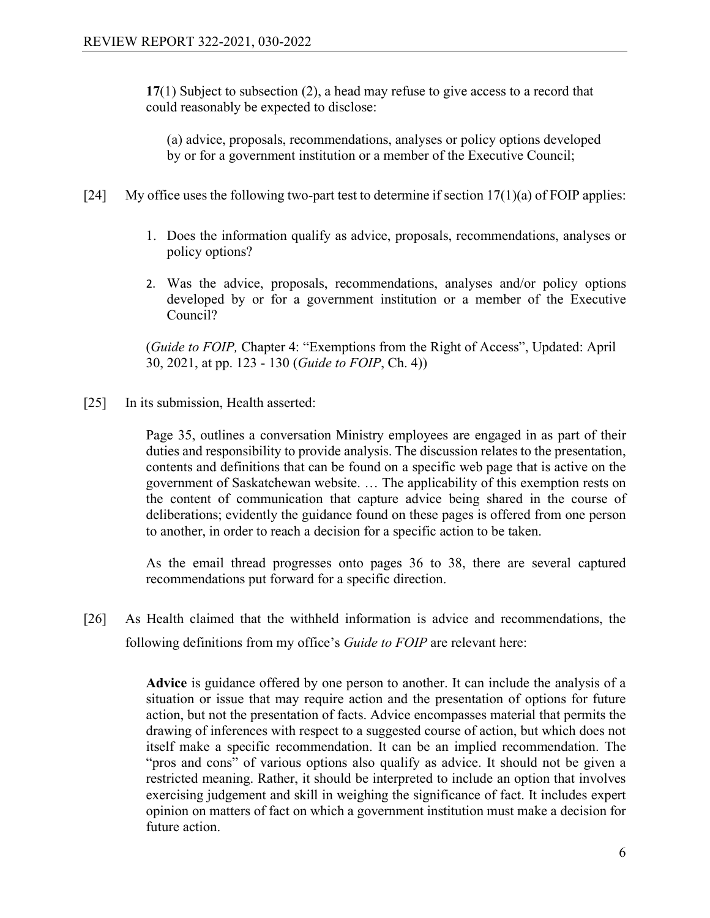> **17**(1) Subject to subsection (2), a head may refuse to give access to a record that could reasonably be expected to disclose:
>
> > (a) advice, proposals, recommendations, analyses or policy options developed by or for a government institution or a member of the Executive Council;

[24] My office uses the following two-part test to determine if section 17(1)(a) of FOIP applies:

> 1. Does the information qualify as advice, proposals, recommendations, analyses or policy options?
>
> 2. Was the advice, proposals, recommendations, analyses and/or policy options developed by or for a government institution or a member of the Executive Council?
>
> (*Guide to FOIP,* Chapter 4: "Exemptions from the Right of Access", Updated: April 30, 2021, at pp. 123 - 130 (*Guide to FOIP*, Ch. 4))

[25] In its submission, Health asserted:

> Page 35, outlines a conversation Ministry employees are engaged in as part of their duties and responsibility to provide analysis. The discussion relates to the presentation, contents and definitions that can be found on a specific web page that is active on the government of Saskatchewan website. … The applicability of this exemption rests on the content of communication that capture advice being shared in the course of deliberations; evidently the guidance found on these pages is offered from one person to another, in order to reach a decision for a specific action to be taken.
>
> As the email thread progresses onto pages 36 to 38, there are several captured recommendations put forward for a specific direction.

[26] As Health claimed that the withheld information is advice and recommendations, the following definitions from my office's *Guide to FOIP* are relevant here:

> **Advice** is guidance offered by one person to another. It can include the analysis of a situation or issue that may require action and the presentation of options for future action, but not the presentation of facts. Advice encompasses material that permits the drawing of inferences with respect to a suggested course of action, but which does not itself make a specific recommendation. It can be an implied recommendation. The "pros and cons" of various options also qualify as advice. It should not be given a restricted meaning. Rather, it should be interpreted to include an option that involves exercising judgement and skill in weighing the significance of fact. It includes expert opinion on matters of fact on which a government institution must make a decision for future action.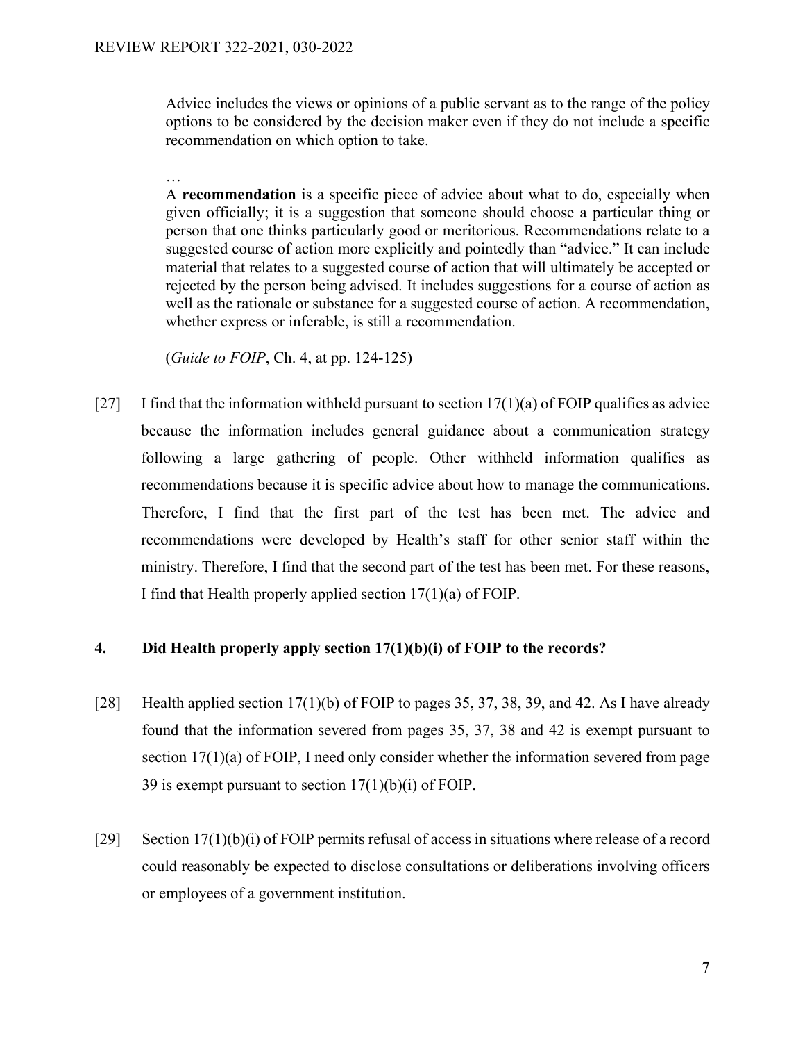> Advice includes the views or opinions of a public servant as to the range of the policy options to be considered by the decision maker even if they do not include a specific recommendation on which option to take.
>
> …
>
> A **recommendation** is a specific piece of advice about what to do, especially when given officially; it is a suggestion that someone should choose a particular thing or person that one thinks particularly good or meritorious. Recommendations relate to a suggested course of action more explicitly and pointedly than "advice." It can include material that relates to a suggested course of action that will ultimately be accepted or rejected by the person being advised. It includes suggestions for a course of action as well as the rationale or substance for a suggested course of action. A recommendation, whether express or inferable, is still a recommendation.
>
> (*Guide to FOIP*, Ch. 4, at pp. 124-125)

[27] I find that the information withheld pursuant to section 17(1)(a) of FOIP qualifies as advice because the information includes general guidance about a communication strategy following a large gathering of people. Other withheld information qualifies as recommendations because it is specific advice about how to manage the communications. Therefore, I find that the first part of the test has been met. The advice and recommendations were developed by Health's staff for other senior staff within the ministry. Therefore, I find that the second part of the test has been met. For these reasons, I find that Health properly applied section 17(1)(a) of FOIP.

### 4. Did Health properly apply section 17(1)(b)(i) of FOIP to the records?

[28] Health applied section 17(1)(b) of FOIP to pages 35, 37, 38, 39, and 42. As I have already found that the information severed from pages 35, 37, 38 and 42 is exempt pursuant to section 17(1)(a) of FOIP, I need only consider whether the information severed from page 39 is exempt pursuant to section 17(1)(b)(i) of FOIP.

[29] Section 17(1)(b)(i) of FOIP permits refusal of access in situations where release of a record could reasonably be expected to disclose consultations or deliberations involving officers or employees of a government institution.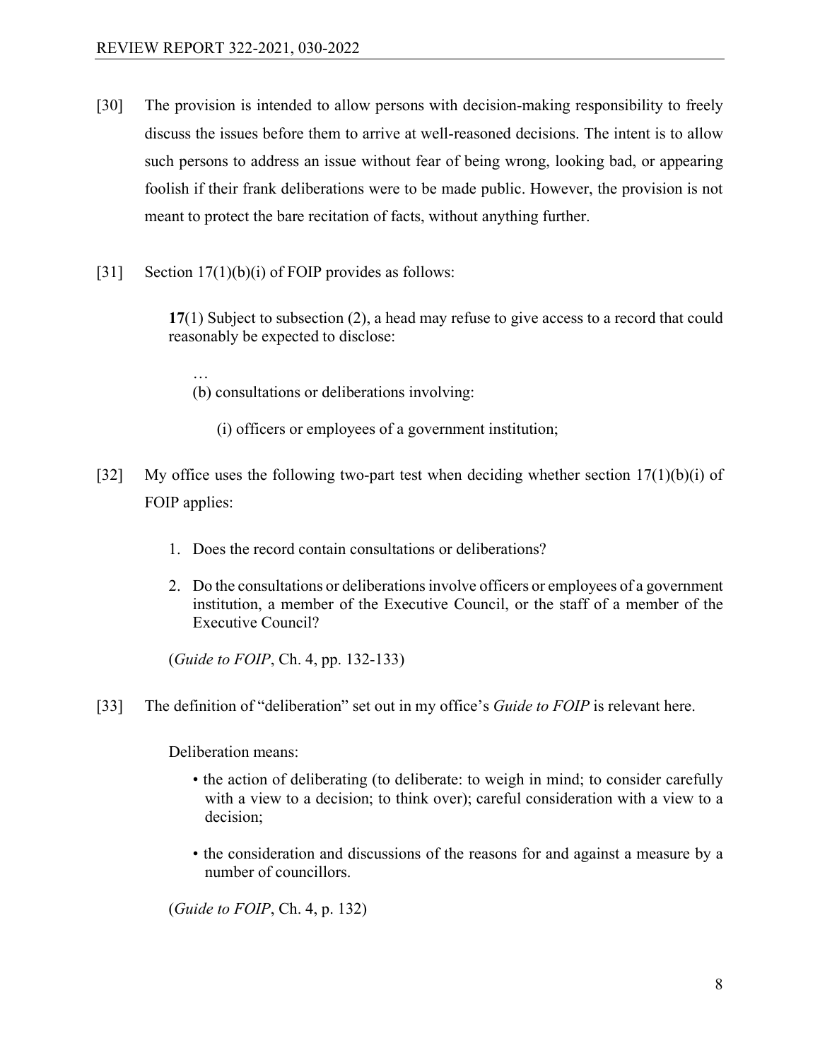[30] The provision is intended to allow persons with decision-making responsibility to freely discuss the issues before them to arrive at well-reasoned decisions. The intent is to allow such persons to address an issue without fear of being wrong, looking bad, or appearing foolish if their frank deliberations were to be made public. However, the provision is not meant to protect the bare recitation of facts, without anything further.

[31] Section 17(1)(b)(i) of FOIP provides as follows:

> **17**(1) Subject to subsection (2), a head may refuse to give access to a record that could reasonably be expected to disclose:
>
> …
>
> (b) consultations or deliberations involving:
>
> (i) officers or employees of a government institution;

[32] My office uses the following two-part test when deciding whether section 17(1)(b)(i) of FOIP applies:

> 1. Does the record contain consultations or deliberations?
> 2. Do the consultations or deliberations involve officers or employees of a government institution, a member of the Executive Council, or the staff of a member of the Executive Council?
>
> (*Guide to FOIP*, Ch. 4, pp. 132-133)

[33] The definition of "deliberation" set out in my office's *Guide to FOIP* is relevant here.

> Deliberation means:
>
> - the action of deliberating (to deliberate: to weigh in mind; to consider carefully with a view to a decision; to think over); careful consideration with a view to a decision;
> - the consideration and discussions of the reasons for and against a measure by a number of councillors.
>
> (*Guide to FOIP*, Ch. 4, p. 132)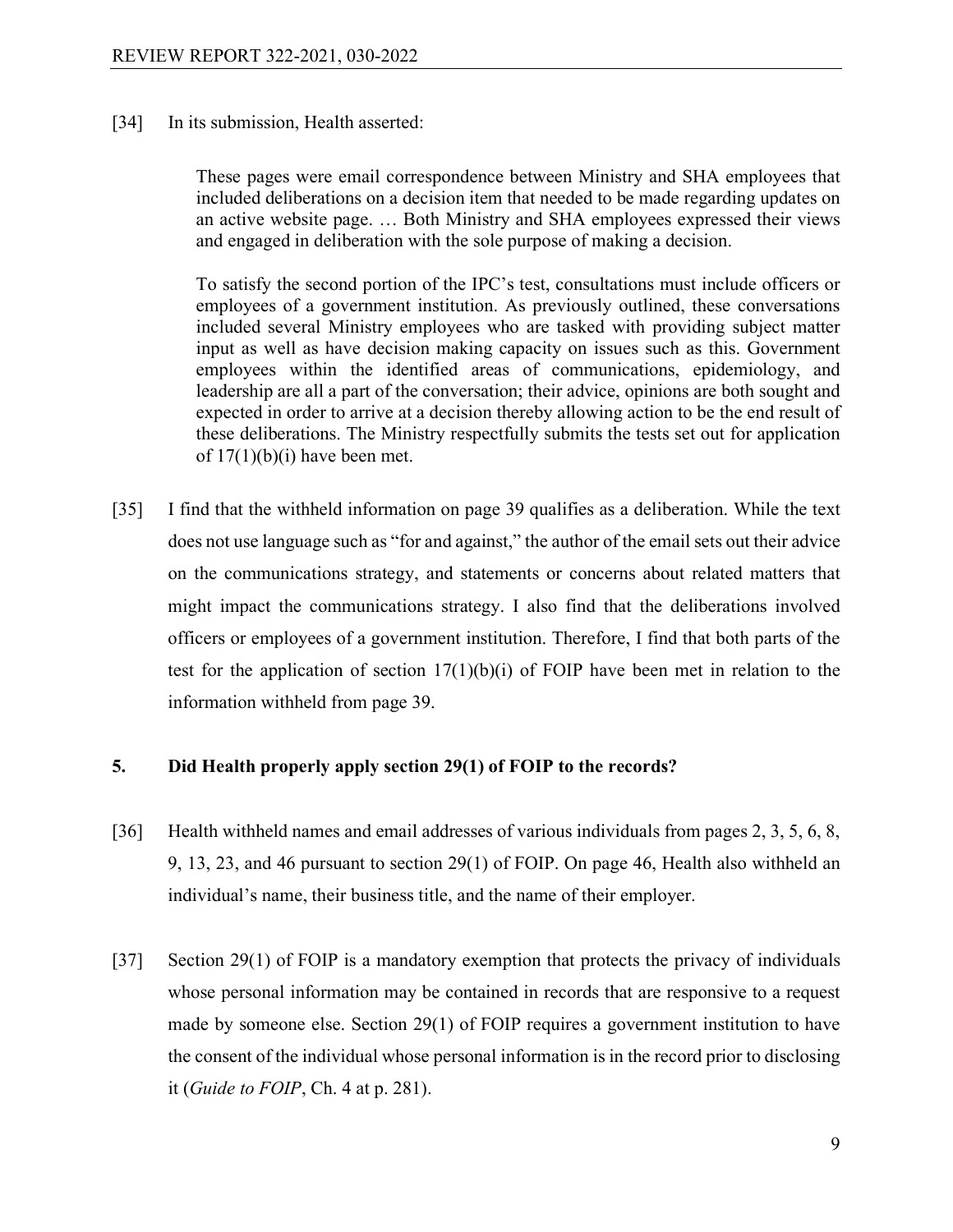[34] In its submission, Health asserted:

> These pages were email correspondence between Ministry and SHA employees that included deliberations on a decision item that needed to be made regarding updates on an active website page. … Both Ministry and SHA employees expressed their views and engaged in deliberation with the sole purpose of making a decision.
>
> To satisfy the second portion of the IPC's test, consultations must include officers or employees of a government institution. As previously outlined, these conversations included several Ministry employees who are tasked with providing subject matter input as well as have decision making capacity on issues such as this. Government employees within the identified areas of communications, epidemiology, and leadership are all a part of the conversation; their advice, opinions are both sought and expected in order to arrive at a decision thereby allowing action to be the end result of these deliberations. The Ministry respectfully submits the tests set out for application of 17(1)(b)(i) have been met.

[35] I find that the withheld information on page 39 qualifies as a deliberation. While the text does not use language such as "for and against," the author of the email sets out their advice on the communications strategy, and statements or concerns about related matters that might impact the communications strategy. I also find that the deliberations involved officers or employees of a government institution. Therefore, I find that both parts of the test for the application of section 17(1)(b)(i) of FOIP have been met in relation to the information withheld from page 39.

### 5. Did Health properly apply section 29(1) of FOIP to the records?

[36] Health withheld names and email addresses of various individuals from pages 2, 3, 5, 6, 8, 9, 13, 23, and 46 pursuant to section 29(1) of FOIP. On page 46, Health also withheld an individual's name, their business title, and the name of their employer.

[37] Section 29(1) of FOIP is a mandatory exemption that protects the privacy of individuals whose personal information may be contained in records that are responsive to a request made by someone else. Section 29(1) of FOIP requires a government institution to have the consent of the individual whose personal information is in the record prior to disclosing it (*Guide to FOIP*, Ch. 4 at p. 281).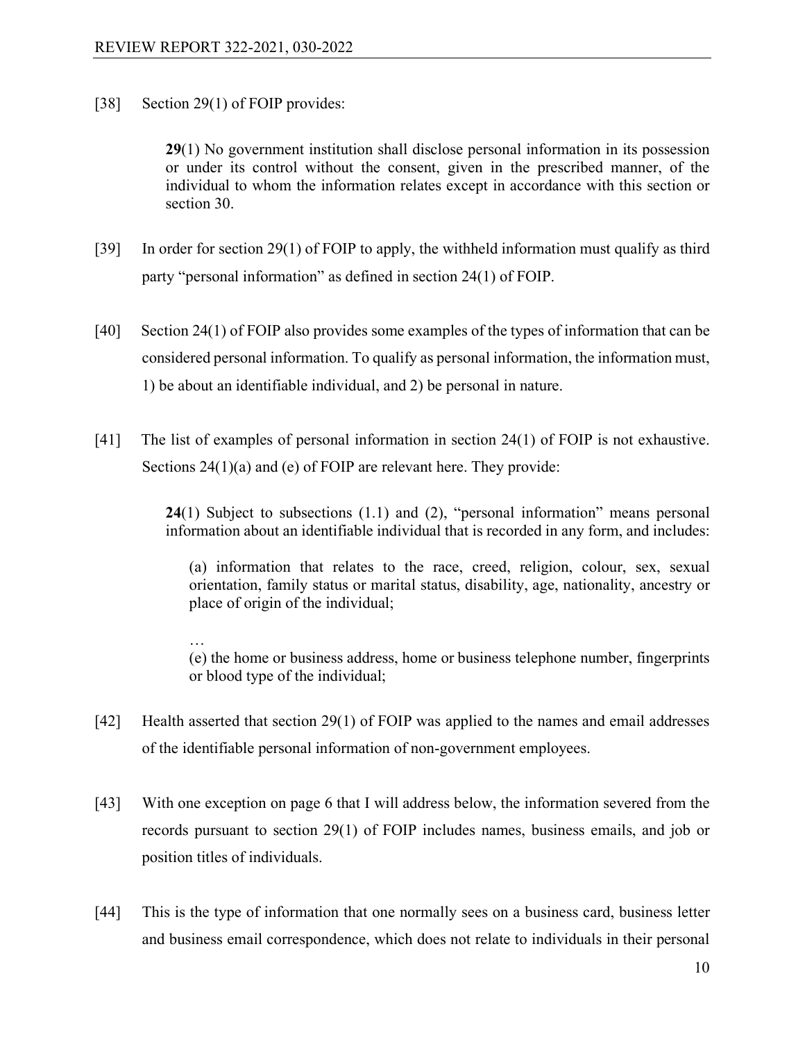[38] Section 29(1) of FOIP provides:

> **29**(1) No government institution shall disclose personal information in its possession or under its control without the consent, given in the prescribed manner, of the individual to whom the information relates except in accordance with this section or section 30.

[39] In order for section 29(1) of FOIP to apply, the withheld information must qualify as third party "personal information" as defined in section 24(1) of FOIP.

[40] Section 24(1) of FOIP also provides some examples of the types of information that can be considered personal information. To qualify as personal information, the information must, 1) be about an identifiable individual, and 2) be personal in nature.

[41] The list of examples of personal information in section 24(1) of FOIP is not exhaustive. Sections 24(1)(a) and (e) of FOIP are relevant here. They provide:

> **24**(1) Subject to subsections (1.1) and (2), "personal information" means personal information about an identifiable individual that is recorded in any form, and includes:
>
> (a) information that relates to the race, creed, religion, colour, sex, sexual orientation, family status or marital status, disability, age, nationality, ancestry or place of origin of the individual;
>
> …
>
> (e) the home or business address, home or business telephone number, fingerprints or blood type of the individual;

[42] Health asserted that section 29(1) of FOIP was applied to the names and email addresses of the identifiable personal information of non-government employees.

[43] With one exception on page 6 that I will address below, the information severed from the records pursuant to section 29(1) of FOIP includes names, business emails, and job or position titles of individuals.

[44] This is the type of information that one normally sees on a business card, business letter and business email correspondence, which does not relate to individuals in their personal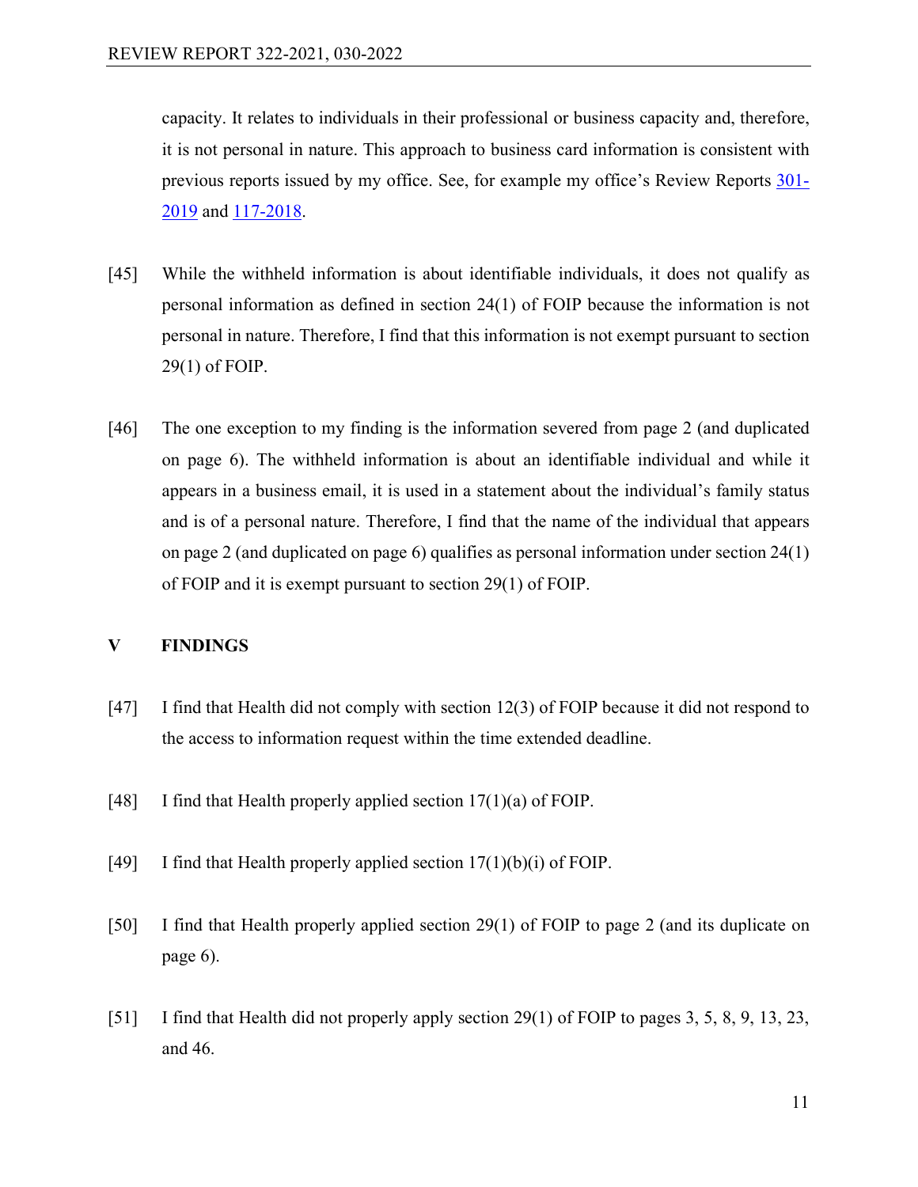capacity. It relates to individuals in their professional or business capacity and, therefore, it is not personal in nature. This approach to business card information is consistent with previous reports issued by my office. See, for example my office's Review Reports 301-2019 and 117-2018.

[45] While the withheld information is about identifiable individuals, it does not qualify as personal information as defined in section 24(1) of FOIP because the information is not personal in nature. Therefore, I find that this information is not exempt pursuant to section 29(1) of FOIP.

[46] The one exception to my finding is the information severed from page 2 (and duplicated on page 6). The withheld information is about an identifiable individual and while it appears in a business email, it is used in a statement about the individual's family status and is of a personal nature. Therefore, I find that the name of the individual that appears on page 2 (and duplicated on page 6) qualifies as personal information under section 24(1) of FOIP and it is exempt pursuant to section 29(1) of FOIP.

## V FINDINGS

[47] I find that Health did not comply with section 12(3) of FOIP because it did not respond to the access to information request within the time extended deadline.

[48] I find that Health properly applied section 17(1)(a) of FOIP.

[49] I find that Health properly applied section 17(1)(b)(i) of FOIP.

[50] I find that Health properly applied section 29(1) of FOIP to page 2 (and its duplicate on page 6).

[51] I find that Health did not properly apply section 29(1) of FOIP to pages 3, 5, 8, 9, 13, 23, and 46.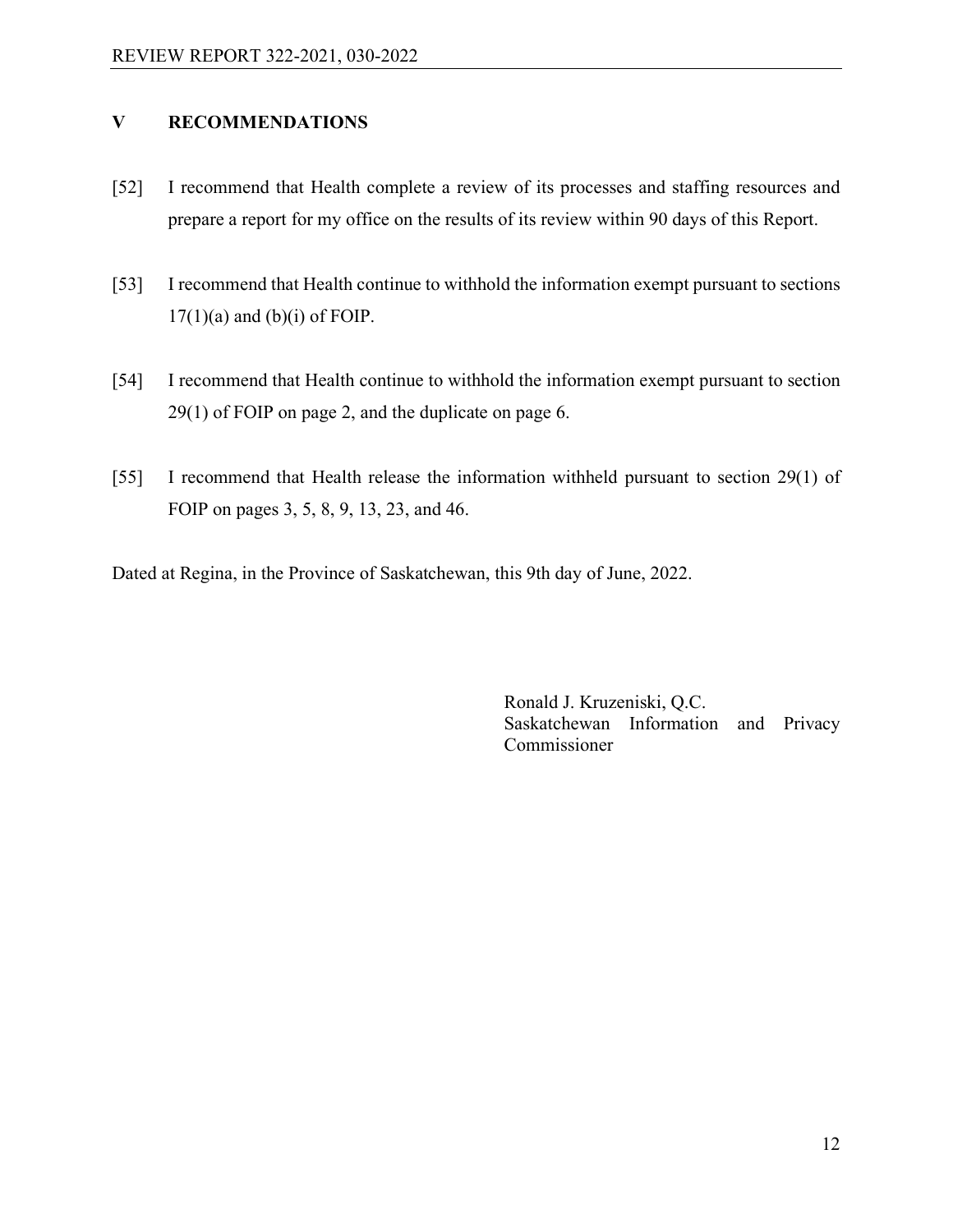## V RECOMMENDATIONS

[52] I recommend that Health complete a review of its processes and staffing resources and prepare a report for my office on the results of its review within 90 days of this Report.

[53] I recommend that Health continue to withhold the information exempt pursuant to sections 17(1)(a) and (b)(i) of FOIP.

[54] I recommend that Health continue to withhold the information exempt pursuant to section 29(1) of FOIP on page 2, and the duplicate on page 6.

[55] I recommend that Health release the information withheld pursuant to section 29(1) of FOIP on pages 3, 5, 8, 9, 13, 23, and 46.

Dated at Regina, in the Province of Saskatchewan, this 9th day of June, 2022.

Ronald J. Kruzeniski, Q.C.
Saskatchewan Information and Privacy Commissioner